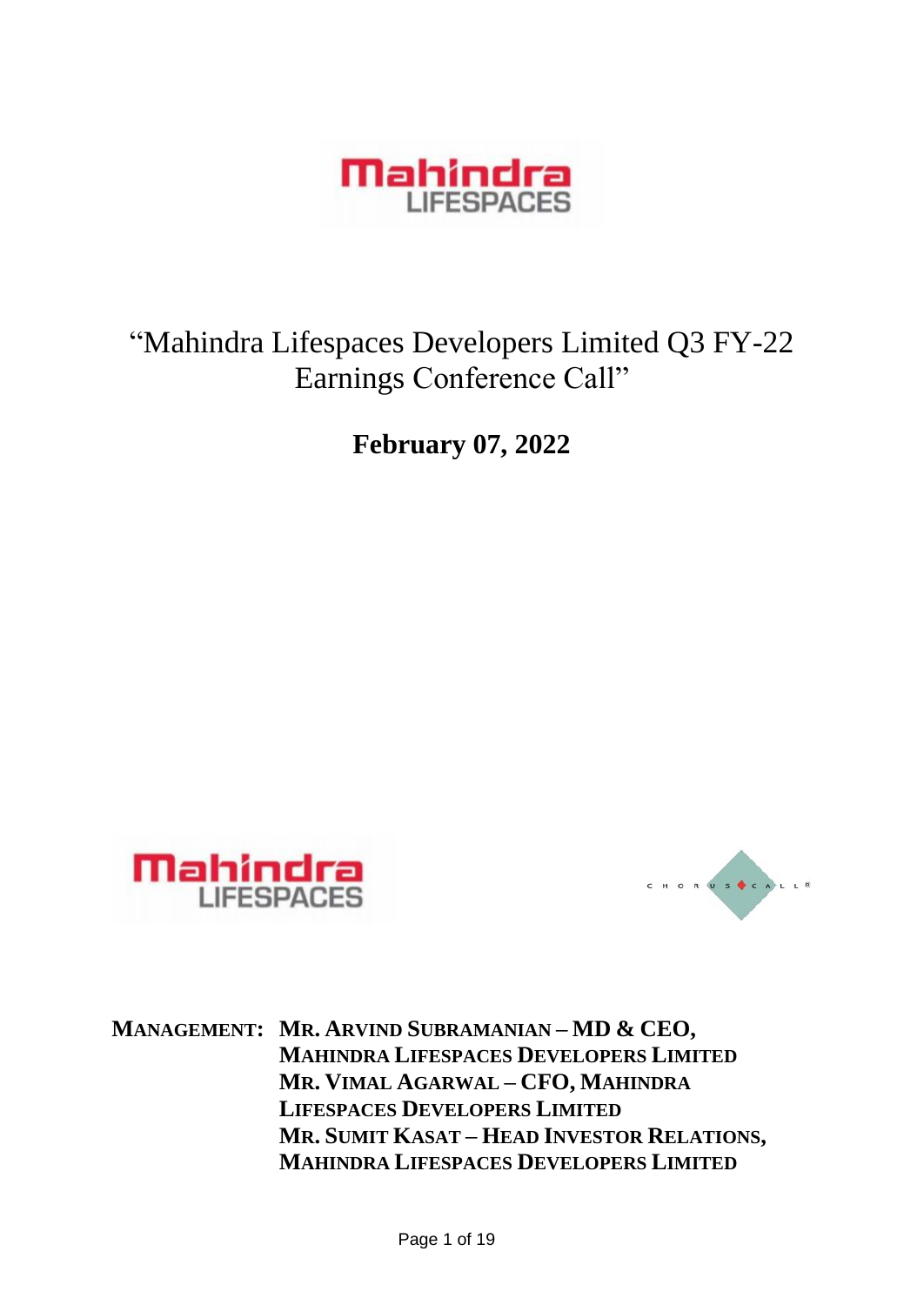# "Mahindra Lifespaces Developers Limited Q3 FY-22 Earnings Conference Call"

## February 07, 2022

**MANAGEMENT:** **MR. ARVIND SUBRAMANIAN – MD & CEO, MAHINDRA LIFESPACES DEVELOPERS LIMITED**
**MR. VIMAL AGARWAL – CFO, MAHINDRA LIFESPACES DEVELOPERS LIMITED**
**MR. SUMIT KASAT – HEAD INVESTOR RELATIONS, MAHINDRA LIFESPACES DEVELOPERS LIMITED**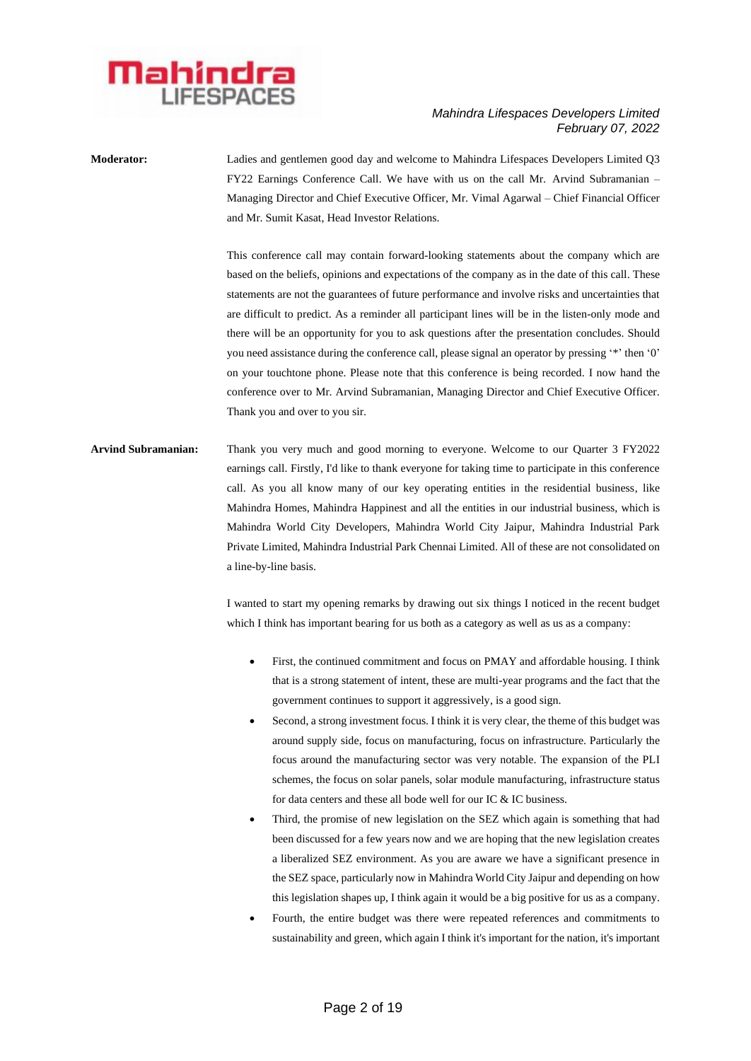**Moderator:** Ladies and gentlemen good day and welcome to Mahindra Lifespaces Developers Limited Q3 FY22 Earnings Conference Call. We have with us on the call Mr. Arvind Subramanian – Managing Director and Chief Executive Officer, Mr. Vimal Agarwal – Chief Financial Officer and Mr. Sumit Kasat, Head Investor Relations.

This conference call may contain forward-looking statements about the company which are based on the beliefs, opinions and expectations of the company as in the date of this call. These statements are not the guarantees of future performance and involve risks and uncertainties that are difficult to predict. As a reminder all participant lines will be in the listen-only mode and there will be an opportunity for you to ask questions after the presentation concludes. Should you need assistance during the conference call, please signal an operator by pressing '*' then '0' on your touchtone phone. Please note that this conference is being recorded. I now hand the conference over to Mr. Arvind Subramanian, Managing Director and Chief Executive Officer. Thank you and over to you sir.

**Arvind Subramanian:** Thank you very much and good morning to everyone. Welcome to our Quarter 3 FY2022 earnings call. Firstly, I'd like to thank everyone for taking time to participate in this conference call. As you all know many of our key operating entities in the residential business, like Mahindra Homes, Mahindra Happinest and all the entities in our industrial business, which is Mahindra World City Developers, Mahindra World City Jaipur, Mahindra Industrial Park Private Limited, Mahindra Industrial Park Chennai Limited. All of these are not consolidated on a line-by-line basis.

I wanted to start my opening remarks by drawing out six things I noticed in the recent budget which I think has important bearing for us both as a category as well as us as a company:

- First, the continued commitment and focus on PMAY and affordable housing. I think that is a strong statement of intent, these are multi-year programs and the fact that the government continues to support it aggressively, is a good sign.
- Second, a strong investment focus. I think it is very clear, the theme of this budget was around supply side, focus on manufacturing, focus on infrastructure. Particularly the focus around the manufacturing sector was very notable. The expansion of the PLI schemes, the focus on solar panels, solar module manufacturing, infrastructure status for data centers and these all bode well for our IC & IC business.
- Third, the promise of new legislation on the SEZ which again is something that had been discussed for a few years now and we are hoping that the new legislation creates a liberalized SEZ environment. As you are aware we have a significant presence in the SEZ space, particularly now in Mahindra World City Jaipur and depending on how this legislation shapes up, I think again it would be a big positive for us as a company.
- Fourth, the entire budget was there were repeated references and commitments to sustainability and green, which again I think it's important for the nation, it's important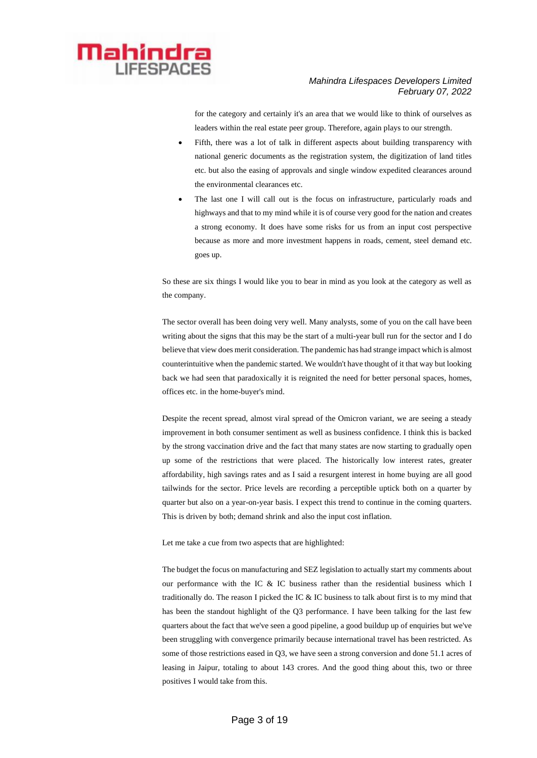for the category and certainly it's an area that we would like to think of ourselves as leaders within the real estate peer group. Therefore, again plays to our strength.

- Fifth, there was a lot of talk in different aspects about building transparency with national generic documents as the registration system, the digitization of land titles etc. but also the easing of approvals and single window expedited clearances around the environmental clearances etc.
- The last one I will call out is the focus on infrastructure, particularly roads and highways and that to my mind while it is of course very good for the nation and creates a strong economy. It does have some risks for us from an input cost perspective because as more and more investment happens in roads, cement, steel demand etc. goes up.

So these are six things I would like you to bear in mind as you look at the category as well as the company.

The sector overall has been doing very well. Many analysts, some of you on the call have been writing about the signs that this may be the start of a multi-year bull run for the sector and I do believe that view does merit consideration. The pandemic has had strange impact which is almost counterintuitive when the pandemic started. We wouldn't have thought of it that way but looking back we had seen that paradoxically it is reignited the need for better personal spaces, homes, offices etc. in the home-buyer's mind.

Despite the recent spread, almost viral spread of the Omicron variant, we are seeing a steady improvement in both consumer sentiment as well as business confidence. I think this is backed by the strong vaccination drive and the fact that many states are now starting to gradually open up some of the restrictions that were placed. The historically low interest rates, greater affordability, high savings rates and as I said a resurgent interest in home buying are all good tailwinds for the sector. Price levels are recording a perceptible uptick both on a quarter by quarter but also on a year-on-year basis. I expect this trend to continue in the coming quarters. This is driven by both; demand shrink and also the input cost inflation.

Let me take a cue from two aspects that are highlighted:

The budget the focus on manufacturing and SEZ legislation to actually start my comments about our performance with the IC & IC business rather than the residential business which I traditionally do. The reason I picked the IC & IC business to talk about first is to my mind that has been the standout highlight of the Q3 performance. I have been talking for the last few quarters about the fact that we've seen a good pipeline, a good buildup up of enquiries but we've been struggling with convergence primarily because international travel has been restricted. As some of those restrictions eased in Q3, we have seen a strong conversion and done 51.1 acres of leasing in Jaipur, totaling to about 143 crores. And the good thing about this, two or three positives I would take from this.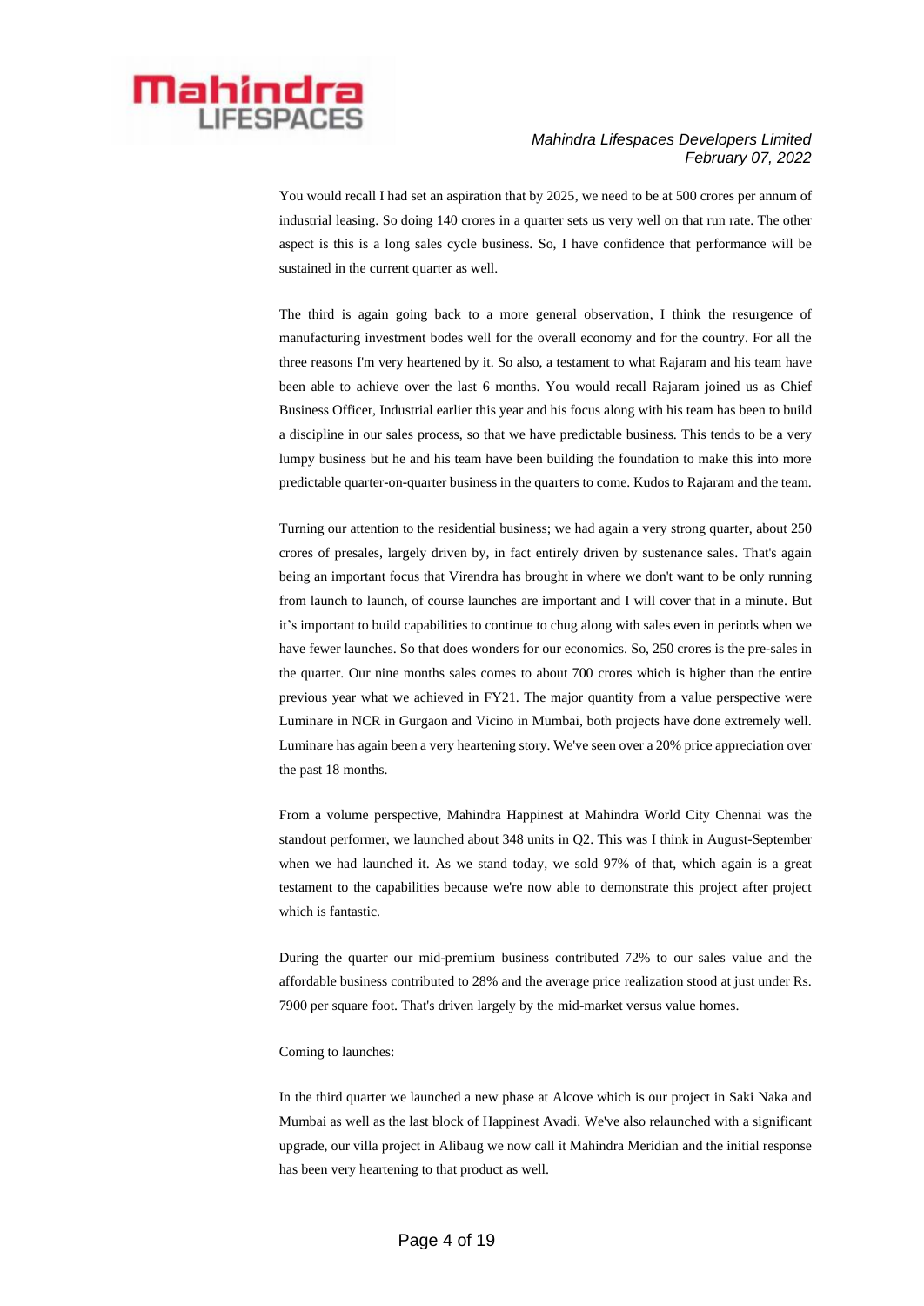You would recall I had set an aspiration that by 2025, we need to be at 500 crores per annum of industrial leasing. So doing 140 crores in a quarter sets us very well on that run rate. The other aspect is this is a long sales cycle business. So, I have confidence that performance will be sustained in the current quarter as well.

The third is again going back to a more general observation, I think the resurgence of manufacturing investment bodes well for the overall economy and for the country. For all the three reasons I'm very heartened by it. So also, a testament to what Rajaram and his team have been able to achieve over the last 6 months. You would recall Rajaram joined us as Chief Business Officer, Industrial earlier this year and his focus along with his team has been to build a discipline in our sales process, so that we have predictable business. This tends to be a very lumpy business but he and his team have been building the foundation to make this into more predictable quarter-on-quarter business in the quarters to come. Kudos to Rajaram and the team.

Turning our attention to the residential business; we had again a very strong quarter, about 250 crores of presales, largely driven by, in fact entirely driven by sustenance sales. That's again being an important focus that Virendra has brought in where we don't want to be only running from launch to launch, of course launches are important and I will cover that in a minute. But it's important to build capabilities to continue to chug along with sales even in periods when we have fewer launches. So that does wonders for our economics. So, 250 crores is the pre-sales in the quarter. Our nine months sales comes to about 700 crores which is higher than the entire previous year what we achieved in FY21. The major quantity from a value perspective were Luminare in NCR in Gurgaon and Vicino in Mumbai, both projects have done extremely well. Luminare has again been a very heartening story. We've seen over a 20% price appreciation over the past 18 months.

From a volume perspective, Mahindra Happinest at Mahindra World City Chennai was the standout performer, we launched about 348 units in Q2. This was I think in August-September when we had launched it. As we stand today, we sold 97% of that, which again is a great testament to the capabilities because we're now able to demonstrate this project after project which is fantastic.

During the quarter our mid-premium business contributed 72% to our sales value and the affordable business contributed to 28% and the average price realization stood at just under Rs. 7900 per square foot. That's driven largely by the mid-market versus value homes.

Coming to launches:

In the third quarter we launched a new phase at Alcove which is our project in Saki Naka and Mumbai as well as the last block of Happinest Avadi. We've also relaunched with a significant upgrade, our villa project in Alibaug we now call it Mahindra Meridian and the initial response has been very heartening to that product as well.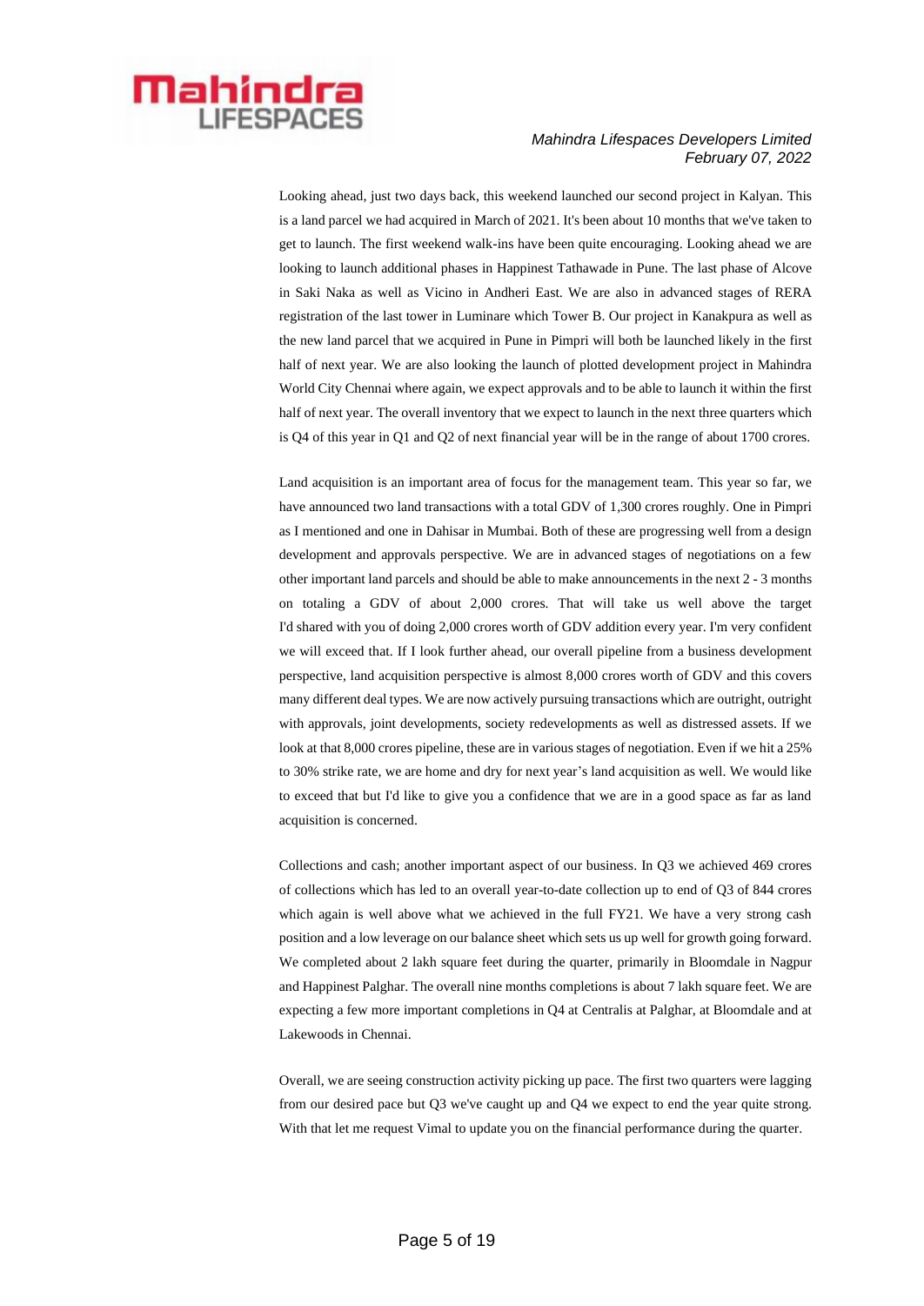Looking ahead, just two days back, this weekend launched our second project in Kalyan. This is a land parcel we had acquired in March of 2021. It's been about 10 months that we've taken to get to launch. The first weekend walk-ins have been quite encouraging. Looking ahead we are looking to launch additional phases in Happinest Tathawade in Pune. The last phase of Alcove in Saki Naka as well as Vicino in Andheri East. We are also in advanced stages of RERA registration of the last tower in Luminare which Tower B. Our project in Kanakpura as well as the new land parcel that we acquired in Pune in Pimpri will both be launched likely in the first half of next year. We are also looking the launch of plotted development project in Mahindra World City Chennai where again, we expect approvals and to be able to launch it within the first half of next year. The overall inventory that we expect to launch in the next three quarters which is Q4 of this year in Q1 and Q2 of next financial year will be in the range of about 1700 crores.

Land acquisition is an important area of focus for the management team. This year so far, we have announced two land transactions with a total GDV of 1,300 crores roughly. One in Pimpri as I mentioned and one in Dahisar in Mumbai. Both of these are progressing well from a design development and approvals perspective. We are in advanced stages of negotiations on a few other important land parcels and should be able to make announcements in the next 2 - 3 months on totaling a GDV of about 2,000 crores. That will take us well above the target I'd shared with you of doing 2,000 crores worth of GDV addition every year. I'm very confident we will exceed that. If I look further ahead, our overall pipeline from a business development perspective, land acquisition perspective is almost 8,000 crores worth of GDV and this covers many different deal types. We are now actively pursuing transactions which are outright, outright with approvals, joint developments, society redevelopments as well as distressed assets. If we look at that 8,000 crores pipeline, these are in various stages of negotiation. Even if we hit a 25% to 30% strike rate, we are home and dry for next year's land acquisition as well. We would like to exceed that but I'd like to give you a confidence that we are in a good space as far as land acquisition is concerned.

Collections and cash; another important aspect of our business. In Q3 we achieved 469 crores of collections which has led to an overall year-to-date collection up to end of Q3 of 844 crores which again is well above what we achieved in the full FY21. We have a very strong cash position and a low leverage on our balance sheet which sets us up well for growth going forward. We completed about 2 lakh square feet during the quarter, primarily in Bloomdale in Nagpur and Happinest Palghar. The overall nine months completions is about 7 lakh square feet. We are expecting a few more important completions in Q4 at Centralis at Palghar, at Bloomdale and at Lakewoods in Chennai.

Overall, we are seeing construction activity picking up pace. The first two quarters were lagging from our desired pace but Q3 we've caught up and Q4 we expect to end the year quite strong. With that let me request Vimal to update you on the financial performance during the quarter.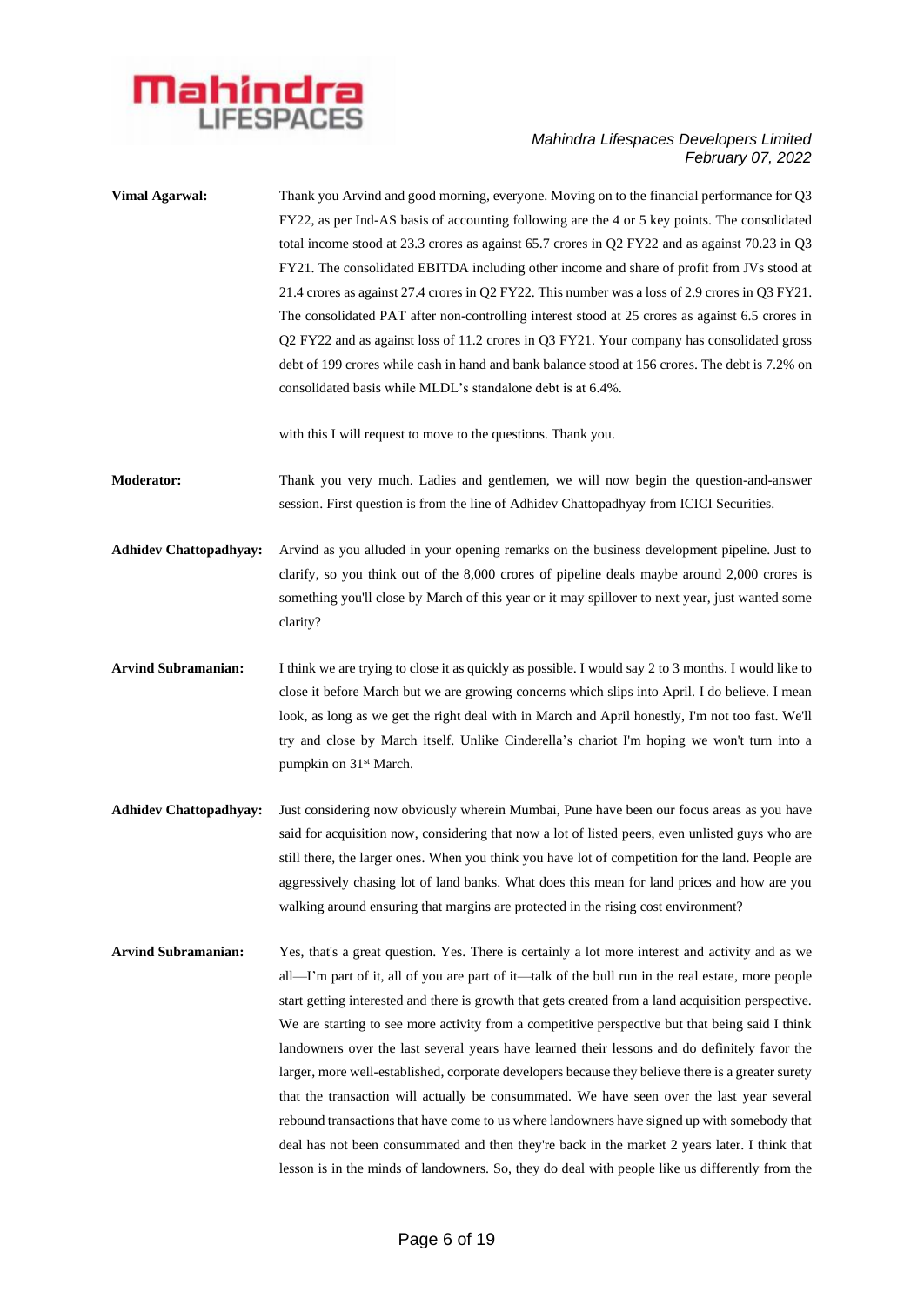**Vimal Agarwal:** Thank you Arvind and good morning, everyone. Moving on to the financial performance for Q3 FY22, as per Ind-AS basis of accounting following are the 4 or 5 key points. The consolidated total income stood at 23.3 crores as against 65.7 crores in Q2 FY22 and as against 70.23 in Q3 FY21. The consolidated EBITDA including other income and share of profit from JVs stood at 21.4 crores as against 27.4 crores in Q2 FY22. This number was a loss of 2.9 crores in Q3 FY21. The consolidated PAT after non-controlling interest stood at 25 crores as against 6.5 crores in Q2 FY22 and as against loss of 11.2 crores in Q3 FY21. Your company has consolidated gross debt of 199 crores while cash in hand and bank balance stood at 156 crores. The debt is 7.2% on consolidated basis while MLDL's standalone debt is at 6.4%.

with this I will request to move to the questions. Thank you.

**Moderator:** Thank you very much. Ladies and gentlemen, we will now begin the question-and-answer session. First question is from the line of Adhidev Chattopadhyay from ICICI Securities.

**Adhidev Chattopadhyay:** Arvind as you alluded in your opening remarks on the business development pipeline. Just to clarify, so you think out of the 8,000 crores of pipeline deals maybe around 2,000 crores is something you'll close by March of this year or it may spillover to next year, just wanted some clarity?

**Arvind Subramanian:** I think we are trying to close it as quickly as possible. I would say 2 to 3 months. I would like to close it before March but we are growing concerns which slips into April. I do believe. I mean look, as long as we get the right deal with in March and April honestly, I'm not too fast. We'll try and close by March itself. Unlike Cinderella's chariot I'm hoping we won't turn into a pumpkin on 31st March.

**Adhidev Chattopadhyay:** Just considering now obviously wherein Mumbai, Pune have been our focus areas as you have said for acquisition now, considering that now a lot of listed peers, even unlisted guys who are still there, the larger ones. When you think you have lot of competition for the land. People are aggressively chasing lot of land banks. What does this mean for land prices and how are you walking around ensuring that margins are protected in the rising cost environment?

**Arvind Subramanian:** Yes, that's a great question. Yes. There is certainly a lot more interest and activity and as we all—I'm part of it, all of you are part of it—talk of the bull run in the real estate, more people start getting interested and there is growth that gets created from a land acquisition perspective. We are starting to see more activity from a competitive perspective but that being said I think landowners over the last several years have learned their lessons and do definitely favor the larger, more well-established, corporate developers because they believe there is a greater surety that the transaction will actually be consummated. We have seen over the last year several rebound transactions that have come to us where landowners have signed up with somebody that deal has not been consummated and then they're back in the market 2 years later. I think that lesson is in the minds of landowners. So, they do deal with people like us differently from the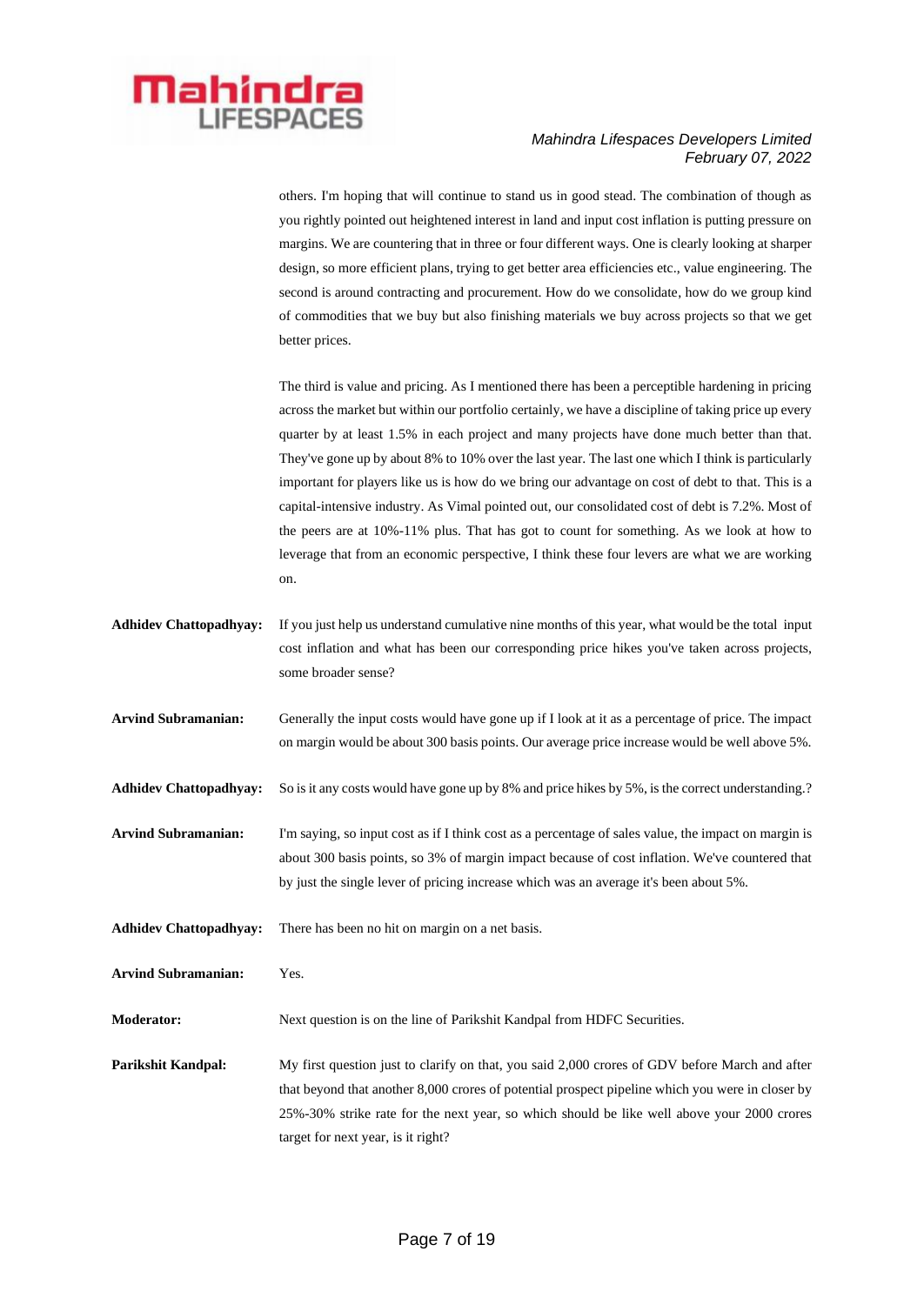others. I'm hoping that will continue to stand us in good stead. The combination of though as you rightly pointed out heightened interest in land and input cost inflation is putting pressure on margins. We are countering that in three or four different ways. One is clearly looking at sharper design, so more efficient plans, trying to get better area efficiencies etc., value engineering. The second is around contracting and procurement. How do we consolidate, how do we group kind of commodities that we buy but also finishing materials we buy across projects so that we get better prices.

The third is value and pricing. As I mentioned there has been a perceptible hardening in pricing across the market but within our portfolio certainly, we have a discipline of taking price up every quarter by at least 1.5% in each project and many projects have done much better than that. They've gone up by about 8% to 10% over the last year. The last one which I think is particularly important for players like us is how do we bring our advantage on cost of debt to that. This is a capital-intensive industry. As Vimal pointed out, our consolidated cost of debt is 7.2%. Most of the peers are at 10%-11% plus. That has got to count for something. As we look at how to leverage that from an economic perspective, I think these four levers are what we are working on.

**Adhidev Chattopadhyay:** If you just help us understand cumulative nine months of this year, what would be the total input cost inflation and what has been our corresponding price hikes you've taken across projects, some broader sense?

**Arvind Subramanian:** Generally the input costs would have gone up if I look at it as a percentage of price. The impact on margin would be about 300 basis points. Our average price increase would be well above 5%.

**Adhidev Chattopadhyay:** So is it any costs would have gone up by 8% and price hikes by 5%, is the correct understanding.?

**Arvind Subramanian:** I'm saying, so input cost as if I think cost as a percentage of sales value, the impact on margin is about 300 basis points, so 3% of margin impact because of cost inflation. We've countered that by just the single lever of pricing increase which was an average it's been about 5%.

**Adhidev Chattopadhyay:** There has been no hit on margin on a net basis.

**Arvind Subramanian:** Yes.

**Moderator:** Next question is on the line of Parikshit Kandpal from HDFC Securities.

**Parikshit Kandpal:** My first question just to clarify on that, you said 2,000 crores of GDV before March and after that beyond that another 8,000 crores of potential prospect pipeline which you were in closer by 25%-30% strike rate for the next year, so which should be like well above your 2000 crores target for next year, is it right?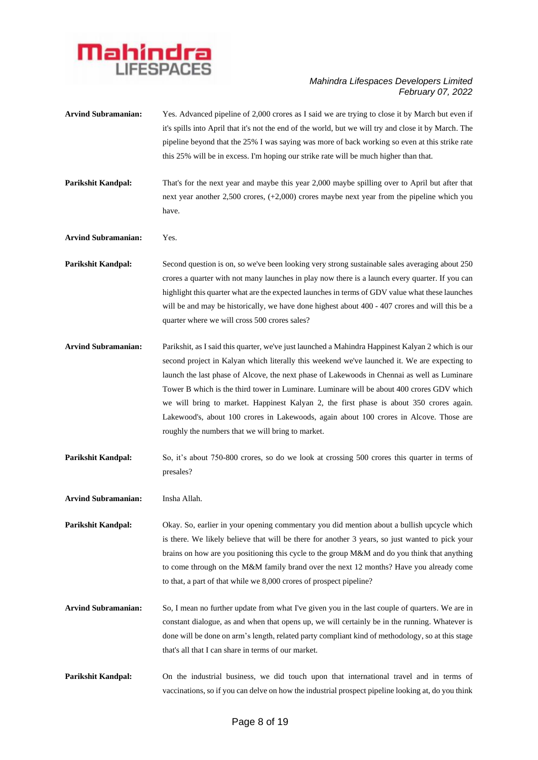**Arvind Subramanian:** Yes. Advanced pipeline of 2,000 crores as I said we are trying to close it by March but even if it's spills into April that it's not the end of the world, but we will try and close it by March. The pipeline beyond that the 25% I was saying was more of back working so even at this strike rate this 25% will be in excess. I'm hoping our strike rate will be much higher than that.

**Parikshit Kandpal:** That's for the next year and maybe this year 2,000 maybe spilling over to April but after that next year another 2,500 crores, (+2,000) crores maybe next year from the pipeline which you have.

**Arvind Subramanian:** Yes.

**Parikshit Kandpal:** Second question is on, so we've been looking very strong sustainable sales averaging about 250 crores a quarter with not many launches in play now there is a launch every quarter. If you can highlight this quarter what are the expected launches in terms of GDV value what these launches will be and may be historically, we have done highest about 400 - 407 crores and will this be a quarter where we will cross 500 crores sales?

**Arvind Subramanian:** Parikshit, as I said this quarter, we've just launched a Mahindra Happinest Kalyan 2 which is our second project in Kalyan which literally this weekend we've launched it. We are expecting to launch the last phase of Alcove, the next phase of Lakewoods in Chennai as well as Luminare Tower B which is the third tower in Luminare. Luminare will be about 400 crores GDV which we will bring to market. Happinest Kalyan 2, the first phase is about 350 crores again. Lakewood's, about 100 crores in Lakewoods, again about 100 crores in Alcove. Those are roughly the numbers that we will bring to market.

**Parikshit Kandpal:** So, it's about 750-800 crores, so do we look at crossing 500 crores this quarter in terms of presales?

**Arvind Subramanian:** Insha Allah.

**Parikshit Kandpal:** Okay. So, earlier in your opening commentary you did mention about a bullish upcycle which is there. We likely believe that will be there for another 3 years, so just wanted to pick your brains on how are you positioning this cycle to the group M&M and do you think that anything to come through on the M&M family brand over the next 12 months? Have you already come to that, a part of that while we 8,000 crores of prospect pipeline?

**Arvind Subramanian:** So, I mean no further update from what I've given you in the last couple of quarters. We are in constant dialogue, as and when that opens up, we will certainly be in the running. Whatever is done will be done on arm's length, related party compliant kind of methodology, so at this stage that's all that I can share in terms of our market.

**Parikshit Kandpal:** On the industrial business, we did touch upon that international travel and in terms of vaccinations, so if you can delve on how the industrial prospect pipeline looking at, do you think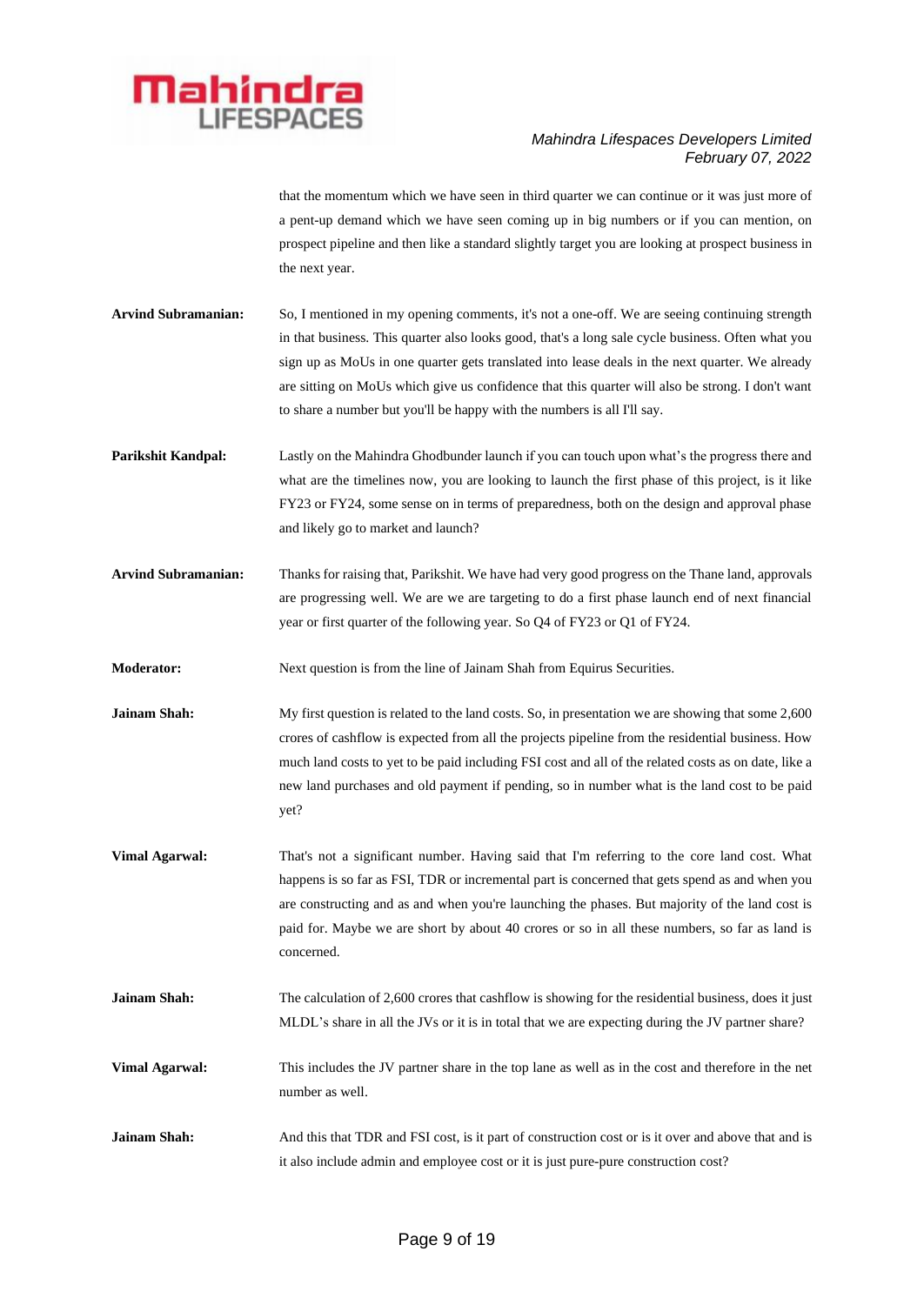that the momentum which we have seen in third quarter we can continue or it was just more of a pent-up demand which we have seen coming up in big numbers or if you can mention, on prospect pipeline and then like a standard slightly target you are looking at prospect business in the next year.

**Arvind Subramanian:** So, I mentioned in my opening comments, it's not a one-off. We are seeing continuing strength in that business. This quarter also looks good, that's a long sale cycle business. Often what you sign up as MoUs in one quarter gets translated into lease deals in the next quarter. We already are sitting on MoUs which give us confidence that this quarter will also be strong. I don't want to share a number but you'll be happy with the numbers is all I'll say.

**Parikshit Kandpal:** Lastly on the Mahindra Ghodbunder launch if you can touch upon what's the progress there and what are the timelines now, you are looking to launch the first phase of this project, is it like FY23 or FY24, some sense on in terms of preparedness, both on the design and approval phase and likely go to market and launch?

**Arvind Subramanian:** Thanks for raising that, Parikshit. We have had very good progress on the Thane land, approvals are progressing well. We are we are targeting to do a first phase launch end of next financial year or first quarter of the following year. So Q4 of FY23 or Q1 of FY24.

**Moderator:** Next question is from the line of Jainam Shah from Equirus Securities.

**Jainam Shah:** My first question is related to the land costs. So, in presentation we are showing that some 2,600 crores of cashflow is expected from all the projects pipeline from the residential business. How much land costs to yet to be paid including FSI cost and all of the related costs as on date, like a new land purchases and old payment if pending, so in number what is the land cost to be paid yet?

**Vimal Agarwal:** That's not a significant number. Having said that I'm referring to the core land cost. What happens is so far as FSI, TDR or incremental part is concerned that gets spend as and when you are constructing and as and when you're launching the phases. But majority of the land cost is paid for. Maybe we are short by about 40 crores or so in all these numbers, so far as land is concerned.

**Jainam Shah:** The calculation of 2,600 crores that cashflow is showing for the residential business, does it just MLDL's share in all the JVs or it is in total that we are expecting during the JV partner share?

**Vimal Agarwal:** This includes the JV partner share in the top lane as well as in the cost and therefore in the net number as well.

**Jainam Shah:** And this that TDR and FSI cost, is it part of construction cost or is it over and above that and is it also include admin and employee cost or it is just pure-pure construction cost?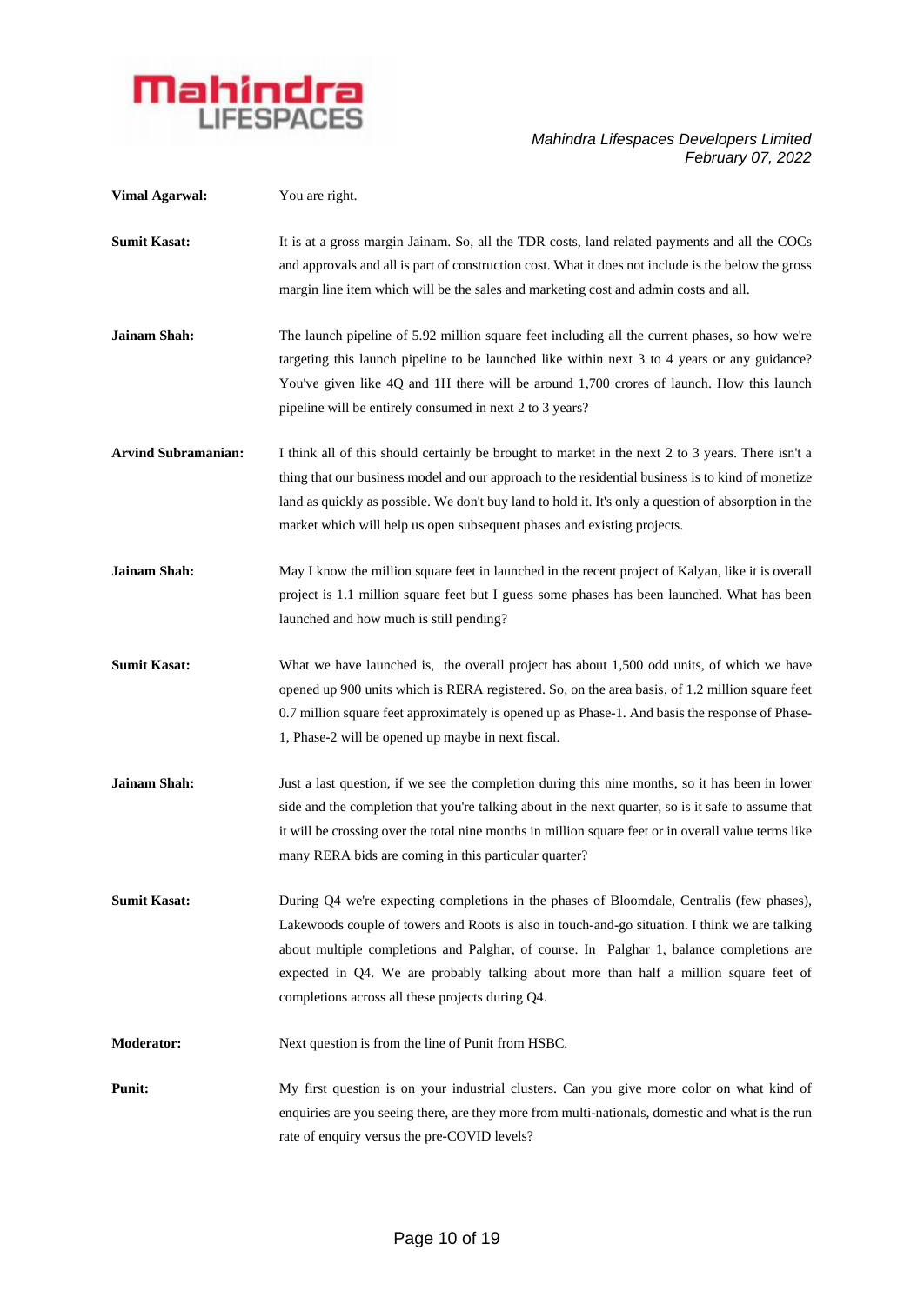**Vimal Agarwal:** You are right.

**Sumit Kasat:** It is at a gross margin Jainam. So, all the TDR costs, land related payments and all the COCs and approvals and all is part of construction cost. What it does not include is the below the gross margin line item which will be the sales and marketing cost and admin costs and all.

**Jainam Shah:** The launch pipeline of 5.92 million square feet including all the current phases, so how we're targeting this launch pipeline to be launched like within next 3 to 4 years or any guidance? You've given like 4Q and 1H there will be around 1,700 crores of launch. How this launch pipeline will be entirely consumed in next 2 to 3 years?

**Arvind Subramanian:** I think all of this should certainly be brought to market in the next 2 to 3 years. There isn't a thing that our business model and our approach to the residential business is to kind of monetize land as quickly as possible. We don't buy land to hold it. It's only a question of absorption in the market which will help us open subsequent phases and existing projects.

**Jainam Shah:** May I know the million square feet in launched in the recent project of Kalyan, like it is overall project is 1.1 million square feet but I guess some phases has been launched. What has been launched and how much is still pending?

**Sumit Kasat:** What we have launched is, the overall project has about 1,500 odd units, of which we have opened up 900 units which is RERA registered. So, on the area basis, of 1.2 million square feet 0.7 million square feet approximately is opened up as Phase-1. And basis the response of Phase-1, Phase-2 will be opened up maybe in next fiscal.

**Jainam Shah:** Just a last question, if we see the completion during this nine months, so it has been in lower side and the completion that you're talking about in the next quarter, so is it safe to assume that it will be crossing over the total nine months in million square feet or in overall value terms like many RERA bids are coming in this particular quarter?

**Sumit Kasat:** During Q4 we're expecting completions in the phases of Bloomdale, Centralis (few phases), Lakewoods couple of towers and Roots is also in touch-and-go situation. I think we are talking about multiple completions and Palghar, of course. In Palghar 1, balance completions are expected in Q4. We are probably talking about more than half a million square feet of completions across all these projects during Q4.

**Moderator:** Next question is from the line of Punit from HSBC.

**Punit:** My first question is on your industrial clusters. Can you give more color on what kind of enquiries are you seeing there, are they more from multi-nationals, domestic and what is the run rate of enquiry versus the pre-COVID levels?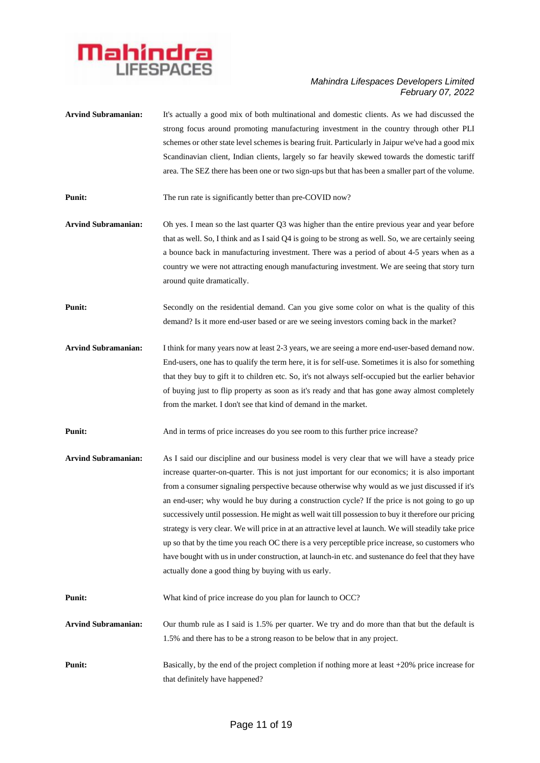**Arvind Subramanian:** It's actually a good mix of both multinational and domestic clients. As we had discussed the strong focus around promoting manufacturing investment in the country through other PLI schemes or other state level schemes is bearing fruit. Particularly in Jaipur we've had a good mix Scandinavian client, Indian clients, largely so far heavily skewed towards the domestic tariff area. The SEZ there has been one or two sign-ups but that has been a smaller part of the volume.

**Punit:** The run rate is significantly better than pre-COVID now?

**Arvind Subramanian:** Oh yes. I mean so the last quarter Q3 was higher than the entire previous year and year before that as well. So, I think and as I said Q4 is going to be strong as well. So, we are certainly seeing a bounce back in manufacturing investment. There was a period of about 4-5 years when as a country we were not attracting enough manufacturing investment. We are seeing that story turn around quite dramatically.

**Punit:** Secondly on the residential demand. Can you give some color on what is the quality of this demand? Is it more end-user based or are we seeing investors coming back in the market?

**Arvind Subramanian:** I think for many years now at least 2-3 years, we are seeing a more end-user-based demand now. End-users, one has to qualify the term here, it is for self-use. Sometimes it is also for something that they buy to gift it to children etc. So, it's not always self-occupied but the earlier behavior of buying just to flip property as soon as it's ready and that has gone away almost completely from the market. I don't see that kind of demand in the market.

**Punit:** And in terms of price increases do you see room to this further price increase?

**Arvind Subramanian:** As I said our discipline and our business model is very clear that we will have a steady price increase quarter-on-quarter. This is not just important for our economics; it is also important from a consumer signaling perspective because otherwise why would as we just discussed if it's an end-user; why would he buy during a construction cycle? If the price is not going to go up successively until possession. He might as well wait till possession to buy it therefore our pricing strategy is very clear. We will price in at an attractive level at launch. We will steadily take price up so that by the time you reach OC there is a very perceptible price increase, so customers who have bought with us in under construction, at launch-in etc. and sustenance do feel that they have actually done a good thing by buying with us early.

**Punit:** What kind of price increase do you plan for launch to OCC?

**Arvind Subramanian:** Our thumb rule as I said is 1.5% per quarter. We try and do more than that but the default is 1.5% and there has to be a strong reason to be below that in any project.

**Punit:** Basically, by the end of the project completion if nothing more at least +20% price increase for that definitely have happened?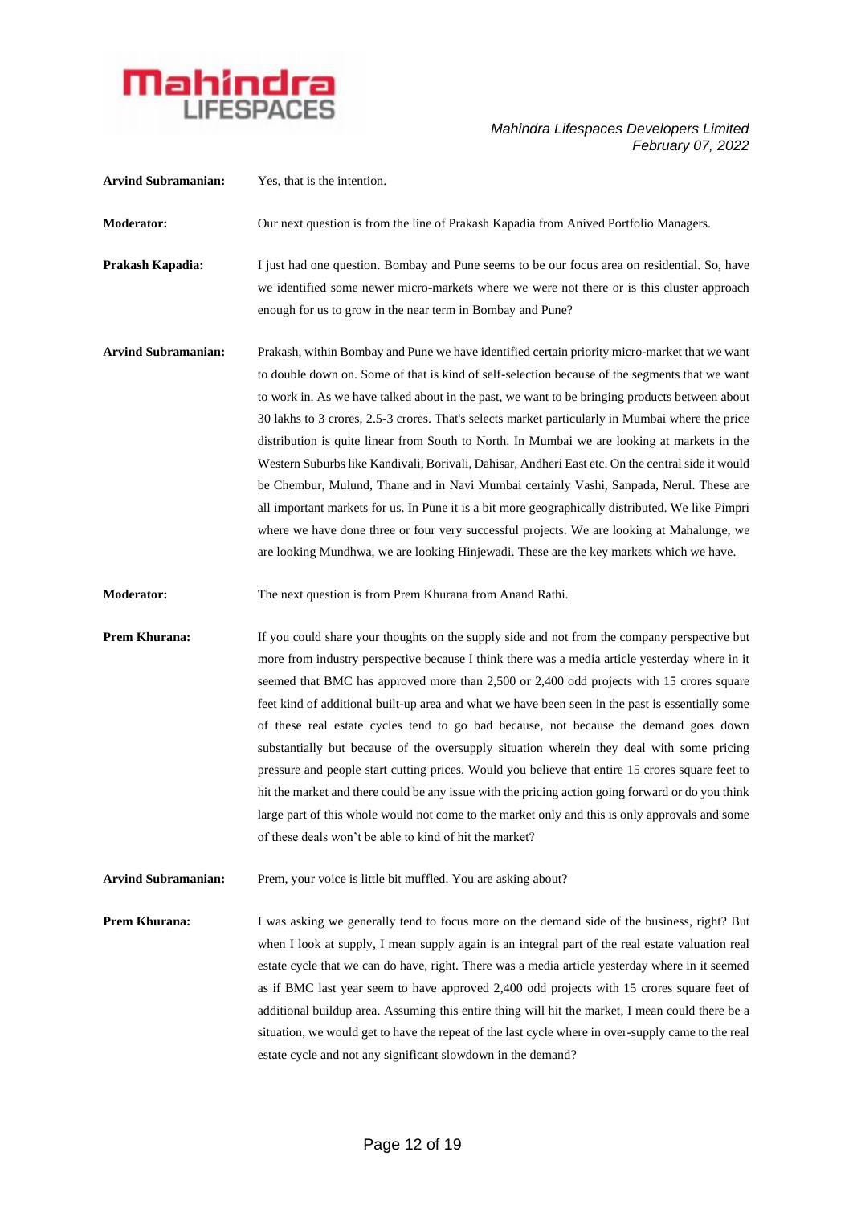**Arvind Subramanian:** Yes, that is the intention.

**Moderator:** Our next question is from the line of Prakash Kapadia from Anived Portfolio Managers.

**Prakash Kapadia:** I just had one question. Bombay and Pune seems to be our focus area on residential. So, have we identified some newer micro-markets where we were not there or is this cluster approach enough for us to grow in the near term in Bombay and Pune?

**Arvind Subramanian:** Prakash, within Bombay and Pune we have identified certain priority micro-market that we want to double down on. Some of that is kind of self-selection because of the segments that we want to work in. As we have talked about in the past, we want to be bringing products between about 30 lakhs to 3 crores, 2.5-3 crores. That's selects market particularly in Mumbai where the price distribution is quite linear from South to North. In Mumbai we are looking at markets in the Western Suburbs like Kandivali, Borivali, Dahisar, Andheri East etc. On the central side it would be Chembur, Mulund, Thane and in Navi Mumbai certainly Vashi, Sanpada, Nerul. These are all important markets for us. In Pune it is a bit more geographically distributed. We like Pimpri where we have done three or four very successful projects. We are looking at Mahalunge, we are looking Mundhwa, we are looking Hinjewadi. These are the key markets which we have.

**Moderator:** The next question is from Prem Khurana from Anand Rathi.

**Prem Khurana:** If you could share your thoughts on the supply side and not from the company perspective but more from industry perspective because I think there was a media article yesterday where in it seemed that BMC has approved more than 2,500 or 2,400 odd projects with 15 crores square feet kind of additional built-up area and what we have been seen in the past is essentially some of these real estate cycles tend to go bad because, not because the demand goes down substantially but because of the oversupply situation wherein they deal with some pricing pressure and people start cutting prices. Would you believe that entire 15 crores square feet to hit the market and there could be any issue with the pricing action going forward or do you think large part of this whole would not come to the market only and this is only approvals and some of these deals won't be able to kind of hit the market?

**Arvind Subramanian:** Prem, your voice is little bit muffled. You are asking about?

**Prem Khurana:** I was asking we generally tend to focus more on the demand side of the business, right? But when I look at supply, I mean supply again is an integral part of the real estate valuation real estate cycle that we can do have, right. There was a media article yesterday where in it seemed as if BMC last year seem to have approved 2,400 odd projects with 15 crores square feet of additional buildup area. Assuming this entire thing will hit the market, I mean could there be a situation, we would get to have the repeat of the last cycle where in over-supply came to the real estate cycle and not any significant slowdown in the demand?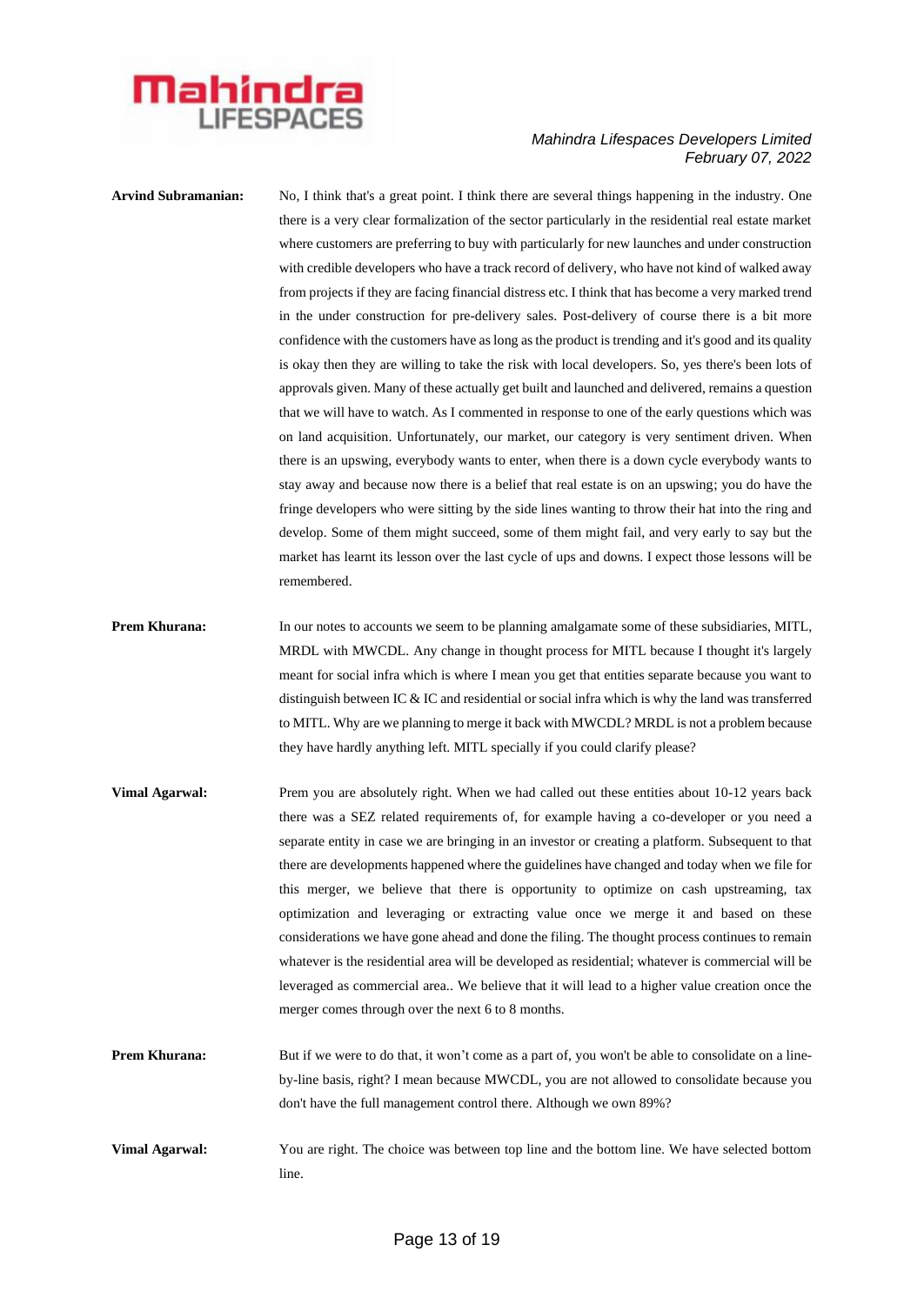**Arvind Subramanian:** No, I think that's a great point. I think there are several things happening in the industry. One there is a very clear formalization of the sector particularly in the residential real estate market where customers are preferring to buy with particularly for new launches and under construction with credible developers who have a track record of delivery, who have not kind of walked away from projects if they are facing financial distress etc. I think that has become a very marked trend in the under construction for pre-delivery sales. Post-delivery of course there is a bit more confidence with the customers have as long as the product is trending and it's good and its quality is okay then they are willing to take the risk with local developers. So, yes there's been lots of approvals given. Many of these actually get built and launched and delivered, remains a question that we will have to watch. As I commented in response to one of the early questions which was on land acquisition. Unfortunately, our market, our category is very sentiment driven. When there is an upswing, everybody wants to enter, when there is a down cycle everybody wants to stay away and because now there is a belief that real estate is on an upswing; you do have the fringe developers who were sitting by the side lines wanting to throw their hat into the ring and develop. Some of them might succeed, some of them might fail, and very early to say but the market has learnt its lesson over the last cycle of ups and downs. I expect those lessons will be remembered.

**Prem Khurana:** In our notes to accounts we seem to be planning amalgamate some of these subsidiaries, MITL, MRDL with MWCDL. Any change in thought process for MITL because I thought it's largely meant for social infra which is where I mean you get that entities separate because you want to distinguish between IC & IC and residential or social infra which is why the land was transferred to MITL. Why are we planning to merge it back with MWCDL? MRDL is not a problem because they have hardly anything left. MITL specially if you could clarify please?

**Vimal Agarwal:** Prem you are absolutely right. When we had called out these entities about 10-12 years back there was a SEZ related requirements of, for example having a co-developer or you need a separate entity in case we are bringing in an investor or creating a platform. Subsequent to that there are developments happened where the guidelines have changed and today when we file for this merger, we believe that there is opportunity to optimize on cash upstreaming, tax optimization and leveraging or extracting value once we merge it and based on these considerations we have gone ahead and done the filing. The thought process continues to remain whatever is the residential area will be developed as residential; whatever is commercial will be leveraged as commercial area.. We believe that it will lead to a higher value creation once the merger comes through over the next 6 to 8 months.

**Prem Khurana:** But if we were to do that, it won't come as a part of, you won't be able to consolidate on a line-by-line basis, right? I mean because MWCDL, you are not allowed to consolidate because you don't have the full management control there. Although we own 89%?

**Vimal Agarwal:** You are right. The choice was between top line and the bottom line. We have selected bottom line.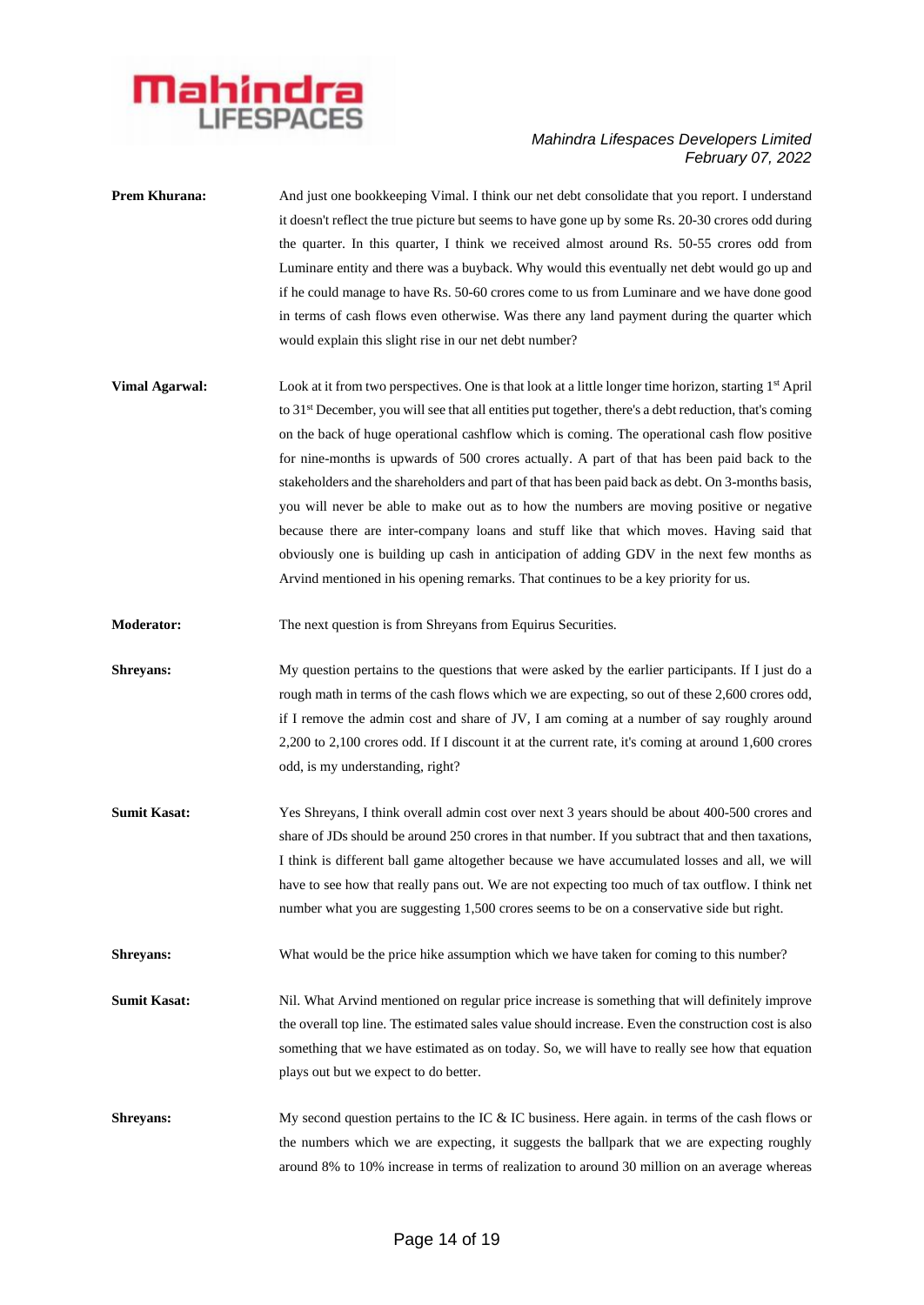**Prem Khurana:** And just one bookkeeping Vimal. I think our net debt consolidate that you report. I understand it doesn't reflect the true picture but seems to have gone up by some Rs. 20-30 crores odd during the quarter. In this quarter, I think we received almost around Rs. 50-55 crores odd from Luminare entity and there was a buyback. Why would this eventually net debt would go up and if he could manage to have Rs. 50-60 crores come to us from Luminare and we have done good in terms of cash flows even otherwise. Was there any land payment during the quarter which would explain this slight rise in our net debt number?

**Vimal Agarwal:** Look at it from two perspectives. One is that look at a little longer time horizon, starting 1st April to 31st December, you will see that all entities put together, there's a debt reduction, that's coming on the back of huge operational cashflow which is coming. The operational cash flow positive for nine-months is upwards of 500 crores actually. A part of that has been paid back to the stakeholders and the shareholders and part of that has been paid back as debt. On 3-months basis, you will never be able to make out as to how the numbers are moving positive or negative because there are inter-company loans and stuff like that which moves. Having said that obviously one is building up cash in anticipation of adding GDV in the next few months as Arvind mentioned in his opening remarks. That continues to be a key priority for us.

**Moderator:** The next question is from Shreyans from Equirus Securities.

**Shreyans:** My question pertains to the questions that were asked by the earlier participants. If I just do a rough math in terms of the cash flows which we are expecting, so out of these 2,600 crores odd, if I remove the admin cost and share of JV, I am coming at a number of say roughly around 2,200 to 2,100 crores odd. If I discount it at the current rate, it's coming at around 1,600 crores odd, is my understanding, right?

**Sumit Kasat:** Yes Shreyans, I think overall admin cost over next 3 years should be about 400-500 crores and share of JDs should be around 250 crores in that number. If you subtract that and then taxations, I think is different ball game altogether because we have accumulated losses and all, we will have to see how that really pans out. We are not expecting too much of tax outflow. I think net number what you are suggesting 1,500 crores seems to be on a conservative side but right.

**Shreyans:** What would be the price hike assumption which we have taken for coming to this number?

**Sumit Kasat:** Nil. What Arvind mentioned on regular price increase is something that will definitely improve the overall top line. The estimated sales value should increase. Even the construction cost is also something that we have estimated as on today. So, we will have to really see how that equation plays out but we expect to do better.

**Shreyans:** My second question pertains to the IC & IC business. Here again. in terms of the cash flows or the numbers which we are expecting, it suggests the ballpark that we are expecting roughly around 8% to 10% increase in terms of realization to around 30 million on an average whereas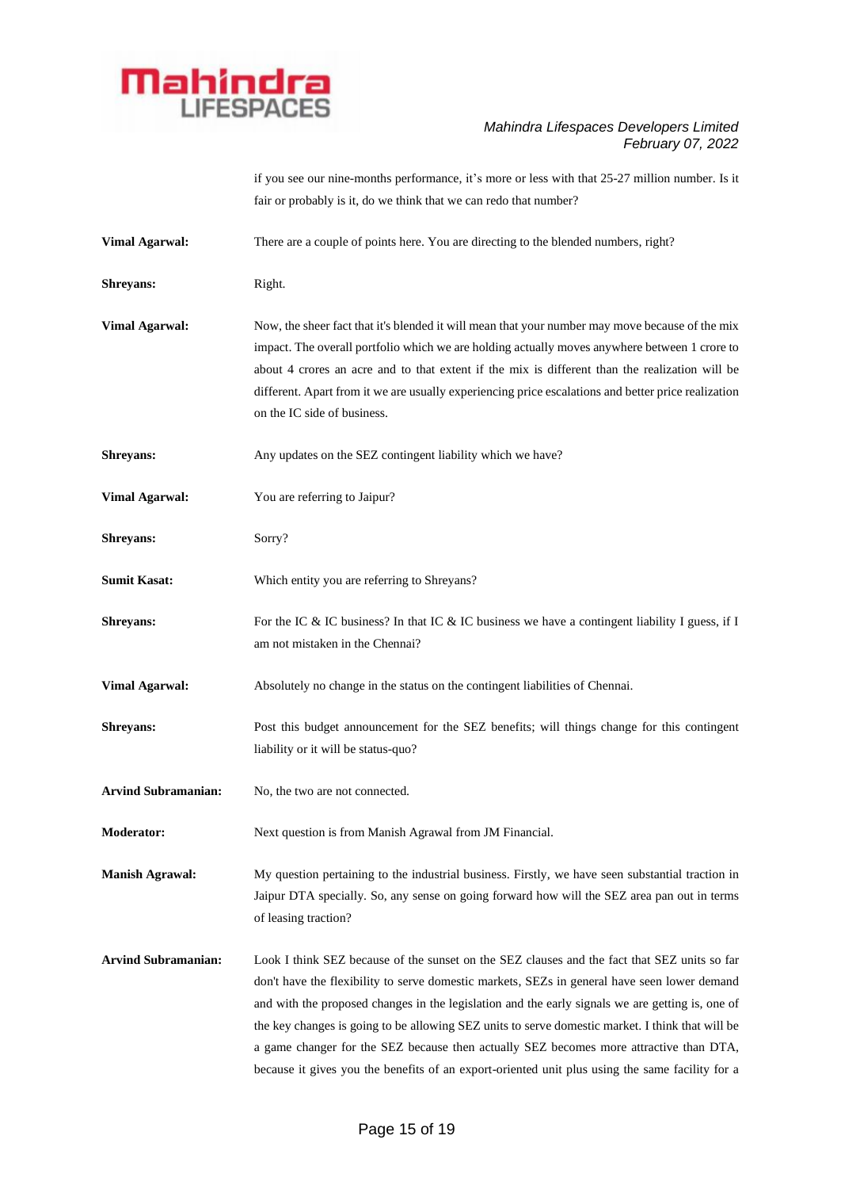if you see our nine-months performance, it's more or less with that 25-27 million number. Is it fair or probably is it, do we think that we can redo that number?

**Vimal Agarwal:** There are a couple of points here. You are directing to the blended numbers, right?

**Shreyans:** Right.

**Vimal Agarwal:** Now, the sheer fact that it's blended it will mean that your number may move because of the mix impact. The overall portfolio which we are holding actually moves anywhere between 1 crore to about 4 crores an acre and to that extent if the mix is different than the realization will be different. Apart from it we are usually experiencing price escalations and better price realization on the IC side of business.

**Shreyans:** Any updates on the SEZ contingent liability which we have?

**Vimal Agarwal:** You are referring to Jaipur?

**Shreyans:** Sorry?

**Sumit Kasat:** Which entity you are referring to Shreyans?

**Shreyans:** For the IC & IC business? In that IC & IC business we have a contingent liability I guess, if I am not mistaken in the Chennai?

**Vimal Agarwal:** Absolutely no change in the status on the contingent liabilities of Chennai.

**Shreyans:** Post this budget announcement for the SEZ benefits; will things change for this contingent liability or it will be status-quo?

**Arvind Subramanian:** No, the two are not connected.

**Moderator:** Next question is from Manish Agrawal from JM Financial.

**Manish Agrawal:** My question pertaining to the industrial business. Firstly, we have seen substantial traction in Jaipur DTA specially. So, any sense on going forward how will the SEZ area pan out in terms of leasing traction?

**Arvind Subramanian:** Look I think SEZ because of the sunset on the SEZ clauses and the fact that SEZ units so far don't have the flexibility to serve domestic markets, SEZs in general have seen lower demand and with the proposed changes in the legislation and the early signals we are getting is, one of the key changes is going to be allowing SEZ units to serve domestic market. I think that will be a game changer for the SEZ because then actually SEZ becomes more attractive than DTA, because it gives you the benefits of an export-oriented unit plus using the same facility for a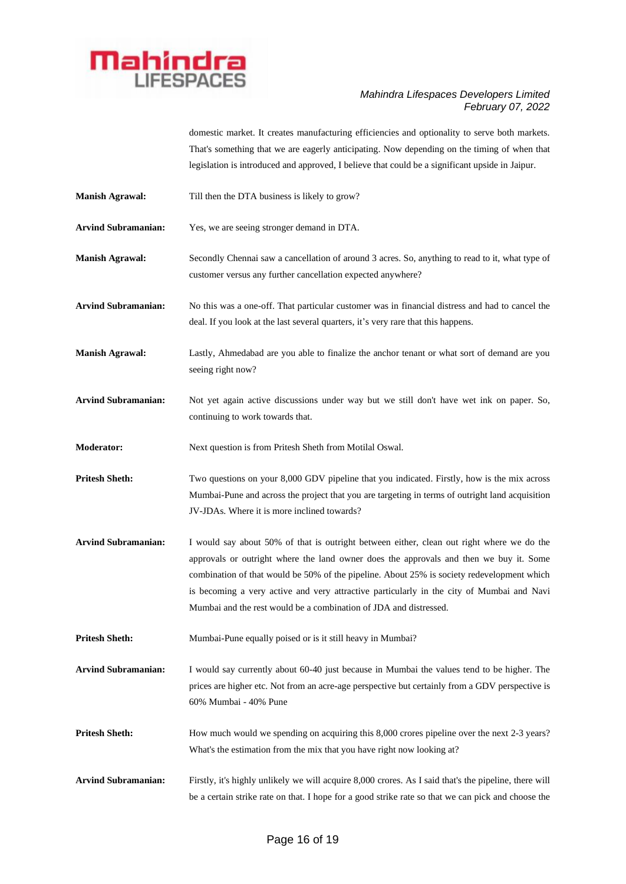domestic market. It creates manufacturing efficiencies and optionality to serve both markets. That's something that we are eagerly anticipating. Now depending on the timing of when that legislation is introduced and approved, I believe that could be a significant upside in Jaipur.

**Manish Agrawal:** Till then the DTA business is likely to grow?

**Arvind Subramanian:** Yes, we are seeing stronger demand in DTA.

**Manish Agrawal:** Secondly Chennai saw a cancellation of around 3 acres. So, anything to read to it, what type of customer versus any further cancellation expected anywhere?

**Arvind Subramanian:** No this was a one-off. That particular customer was in financial distress and had to cancel the deal. If you look at the last several quarters, it's very rare that this happens.

**Manish Agrawal:** Lastly, Ahmedabad are you able to finalize the anchor tenant or what sort of demand are you seeing right now?

**Arvind Subramanian:** Not yet again active discussions under way but we still don't have wet ink on paper. So, continuing to work towards that.

**Moderator:** Next question is from Pritesh Sheth from Motilal Oswal.

**Pritesh Sheth:** Two questions on your 8,000 GDV pipeline that you indicated. Firstly, how is the mix across Mumbai-Pune and across the project that you are targeting in terms of outright land acquisition JV-JDAs. Where it is more inclined towards?

**Arvind Subramanian:** I would say about 50% of that is outright between either, clean out right where we do the approvals or outright where the land owner does the approvals and then we buy it. Some combination of that would be 50% of the pipeline. About 25% is society redevelopment which is becoming a very active and very attractive particularly in the city of Mumbai and Navi Mumbai and the rest would be a combination of JDA and distressed.

**Pritesh Sheth:** Mumbai-Pune equally poised or is it still heavy in Mumbai?

**Arvind Subramanian:** I would say currently about 60-40 just because in Mumbai the values tend to be higher. The prices are higher etc. Not from an acre-age perspective but certainly from a GDV perspective is 60% Mumbai - 40% Pune

**Pritesh Sheth:** How much would we spending on acquiring this 8,000 crores pipeline over the next 2-3 years? What's the estimation from the mix that you have right now looking at?

**Arvind Subramanian:** Firstly, it's highly unlikely we will acquire 8,000 crores. As I said that's the pipeline, there will be a certain strike rate on that. I hope for a good strike rate so that we can pick and choose the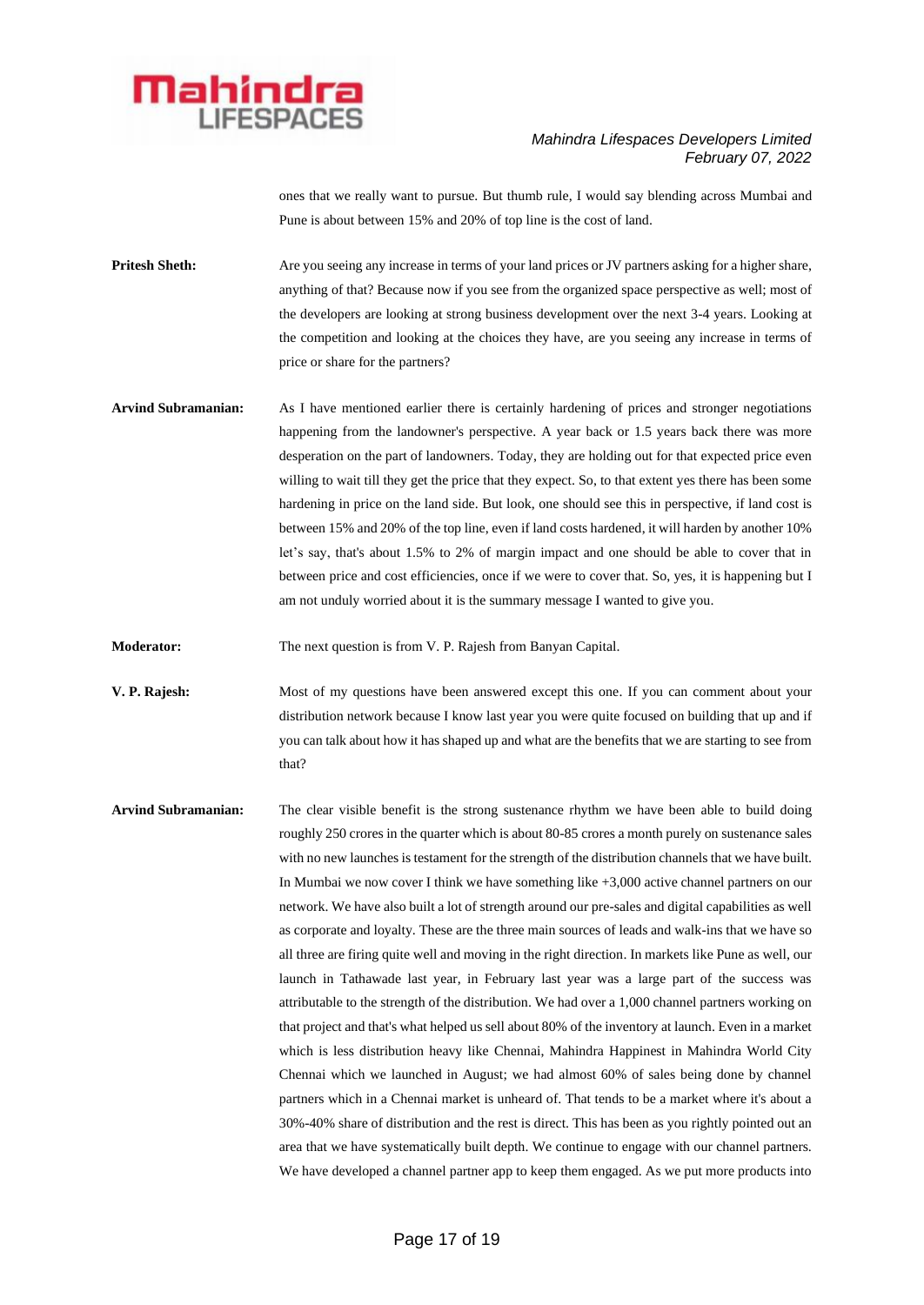ones that we really want to pursue. But thumb rule, I would say blending across Mumbai and Pune is about between 15% and 20% of top line is the cost of land.

**Pritesh Sheth:** Are you seeing any increase in terms of your land prices or JV partners asking for a higher share, anything of that? Because now if you see from the organized space perspective as well; most of the developers are looking at strong business development over the next 3-4 years. Looking at the competition and looking at the choices they have, are you seeing any increase in terms of price or share for the partners?

**Arvind Subramanian:** As I have mentioned earlier there is certainly hardening of prices and stronger negotiations happening from the landowner's perspective. A year back or 1.5 years back there was more desperation on the part of landowners. Today, they are holding out for that expected price even willing to wait till they get the price that they expect. So, to that extent yes there has been some hardening in price on the land side. But look, one should see this in perspective, if land cost is between 15% and 20% of the top line, even if land costs hardened, it will harden by another 10% let's say, that's about 1.5% to 2% of margin impact and one should be able to cover that in between price and cost efficiencies, once if we were to cover that. So, yes, it is happening but I am not unduly worried about it is the summary message I wanted to give you.

**Moderator:** The next question is from V. P. Rajesh from Banyan Capital.

**V. P. Rajesh:** Most of my questions have been answered except this one. If you can comment about your distribution network because I know last year you were quite focused on building that up and if you can talk about how it has shaped up and what are the benefits that we are starting to see from that?

**Arvind Subramanian:** The clear visible benefit is the strong sustenance rhythm we have been able to build doing roughly 250 crores in the quarter which is about 80-85 crores a month purely on sustenance sales with no new launches is testament for the strength of the distribution channels that we have built. In Mumbai we now cover I think we have something like +3,000 active channel partners on our network. We have also built a lot of strength around our pre-sales and digital capabilities as well as corporate and loyalty. These are the three main sources of leads and walk-ins that we have so all three are firing quite well and moving in the right direction. In markets like Pune as well, our launch in Tathawade last year, in February last year was a large part of the success was attributable to the strength of the distribution. We had over a 1,000 channel partners working on that project and that's what helped us sell about 80% of the inventory at launch. Even in a market which is less distribution heavy like Chennai, Mahindra Happinest in Mahindra World City Chennai which we launched in August; we had almost 60% of sales being done by channel partners which in a Chennai market is unheard of. That tends to be a market where it's about a 30%-40% share of distribution and the rest is direct. This has been as you rightly pointed out an area that we have systematically built depth. We continue to engage with our channel partners. We have developed a channel partner app to keep them engaged. As we put more products into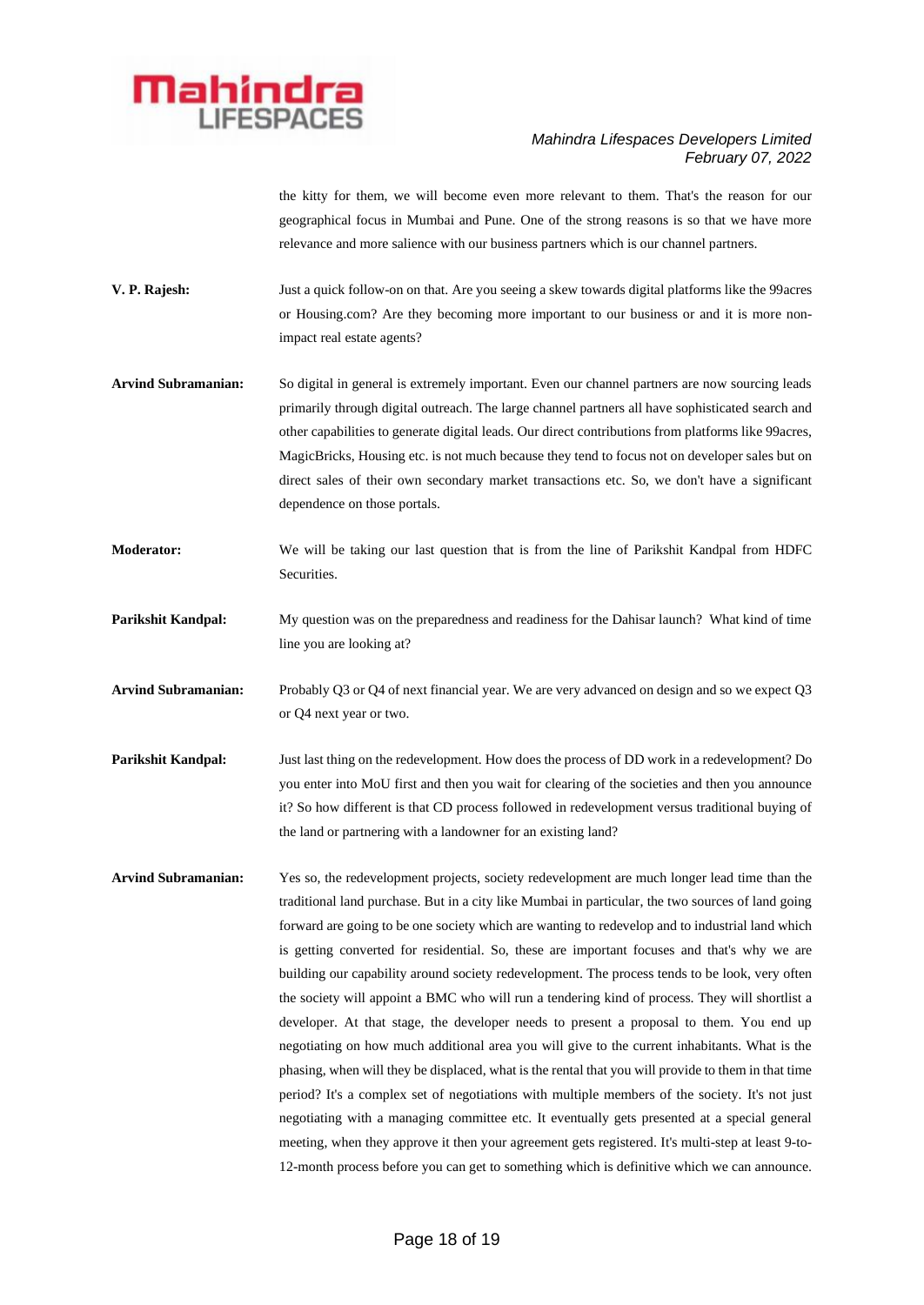the kitty for them, we will become even more relevant to them. That's the reason for our geographical focus in Mumbai and Pune. One of the strong reasons is so that we have more relevance and more salience with our business partners which is our channel partners.

**V. P. Rajesh:** Just a quick follow-on on that. Are you seeing a skew towards digital platforms like the 99acres or Housing.com? Are they becoming more important to our business or and it is more non-impact real estate agents?

**Arvind Subramanian:** So digital in general is extremely important. Even our channel partners are now sourcing leads primarily through digital outreach. The large channel partners all have sophisticated search and other capabilities to generate digital leads. Our direct contributions from platforms like 99acres, MagicBricks, Housing etc. is not much because they tend to focus not on developer sales but on direct sales of their own secondary market transactions etc. So, we don't have a significant dependence on those portals.

**Moderator:** We will be taking our last question that is from the line of Parikshit Kandpal from HDFC Securities.

**Parikshit Kandpal:** My question was on the preparedness and readiness for the Dahisar launch? What kind of time line you are looking at?

**Arvind Subramanian:** Probably Q3 or Q4 of next financial year. We are very advanced on design and so we expect Q3 or Q4 next year or two.

**Parikshit Kandpal:** Just last thing on the redevelopment. How does the process of DD work in a redevelopment? Do you enter into MoU first and then you wait for clearing of the societies and then you announce it? So how different is that CD process followed in redevelopment versus traditional buying of the land or partnering with a landowner for an existing land?

**Arvind Subramanian:** Yes so, the redevelopment projects, society redevelopment are much longer lead time than the traditional land purchase. But in a city like Mumbai in particular, the two sources of land going forward are going to be one society which are wanting to redevelop and to industrial land which is getting converted for residential. So, these are important focuses and that's why we are building our capability around society redevelopment. The process tends to be look, very often the society will appoint a BMC who will run a tendering kind of process. They will shortlist a developer. At that stage, the developer needs to present a proposal to them. You end up negotiating on how much additional area you will give to the current inhabitants. What is the phasing, when will they be displaced, what is the rental that you will provide to them in that time period? It's a complex set of negotiations with multiple members of the society. It's not just negotiating with a managing committee etc. It eventually gets presented at a special general meeting, when they approve it then your agreement gets registered. It's multi-step at least 9-to-12-month process before you can get to something which is definitive which we can announce.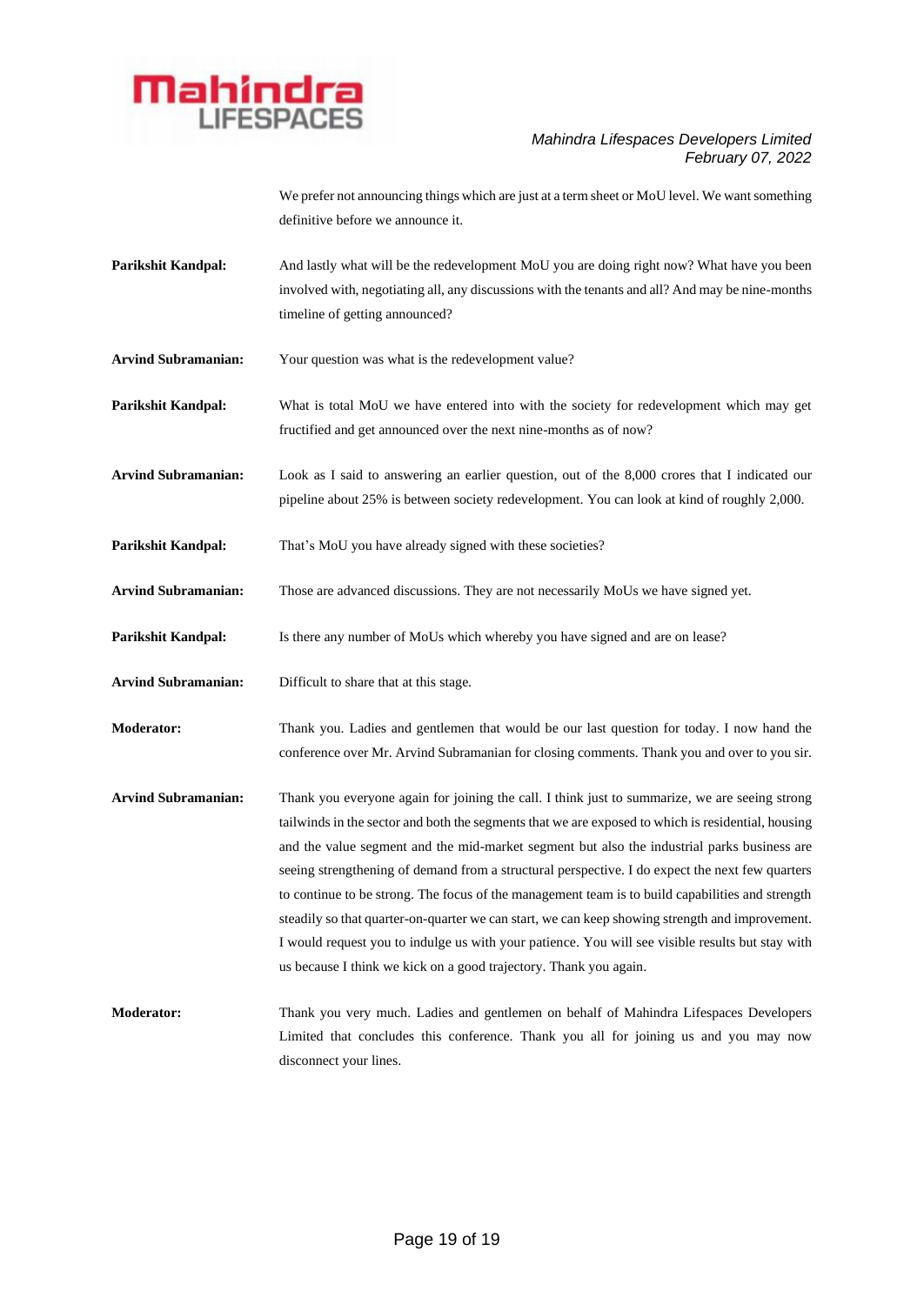We prefer not announcing things which are just at a term sheet or MoU level. We want something definitive before we announce it.

**Parikshit Kandpal:** And lastly what will be the redevelopment MoU you are doing right now? What have you been involved with, negotiating all, any discussions with the tenants and all? And may be nine-months timeline of getting announced?

**Arvind Subramanian:** Your question was what is the redevelopment value?

**Parikshit Kandpal:** What is total MoU we have entered into with the society for redevelopment which may get fructified and get announced over the next nine-months as of now?

**Arvind Subramanian:** Look as I said to answering an earlier question, out of the 8,000 crores that I indicated our pipeline about 25% is between society redevelopment. You can look at kind of roughly 2,000.

**Parikshit Kandpal:** That's MoU you have already signed with these societies?

**Arvind Subramanian:** Those are advanced discussions. They are not necessarily MoUs we have signed yet.

**Parikshit Kandpal:** Is there any number of MoUs which whereby you have signed and are on lease?

**Arvind Subramanian:** Difficult to share that at this stage.

**Moderator:** Thank you. Ladies and gentlemen that would be our last question for today. I now hand the conference over Mr. Arvind Subramanian for closing comments. Thank you and over to you sir.

**Arvind Subramanian:** Thank you everyone again for joining the call. I think just to summarize, we are seeing strong tailwinds in the sector and both the segments that we are exposed to which is residential, housing and the value segment and the mid-market segment but also the industrial parks business are seeing strengthening of demand from a structural perspective. I do expect the next few quarters to continue to be strong. The focus of the management team is to build capabilities and strength steadily so that quarter-on-quarter we can start, we can keep showing strength and improvement. I would request you to indulge us with your patience. You will see visible results but stay with us because I think we kick on a good trajectory. Thank you again.

**Moderator:** Thank you very much. Ladies and gentlemen on behalf of Mahindra Lifespaces Developers Limited that concludes this conference. Thank you all for joining us and you may now disconnect your lines.